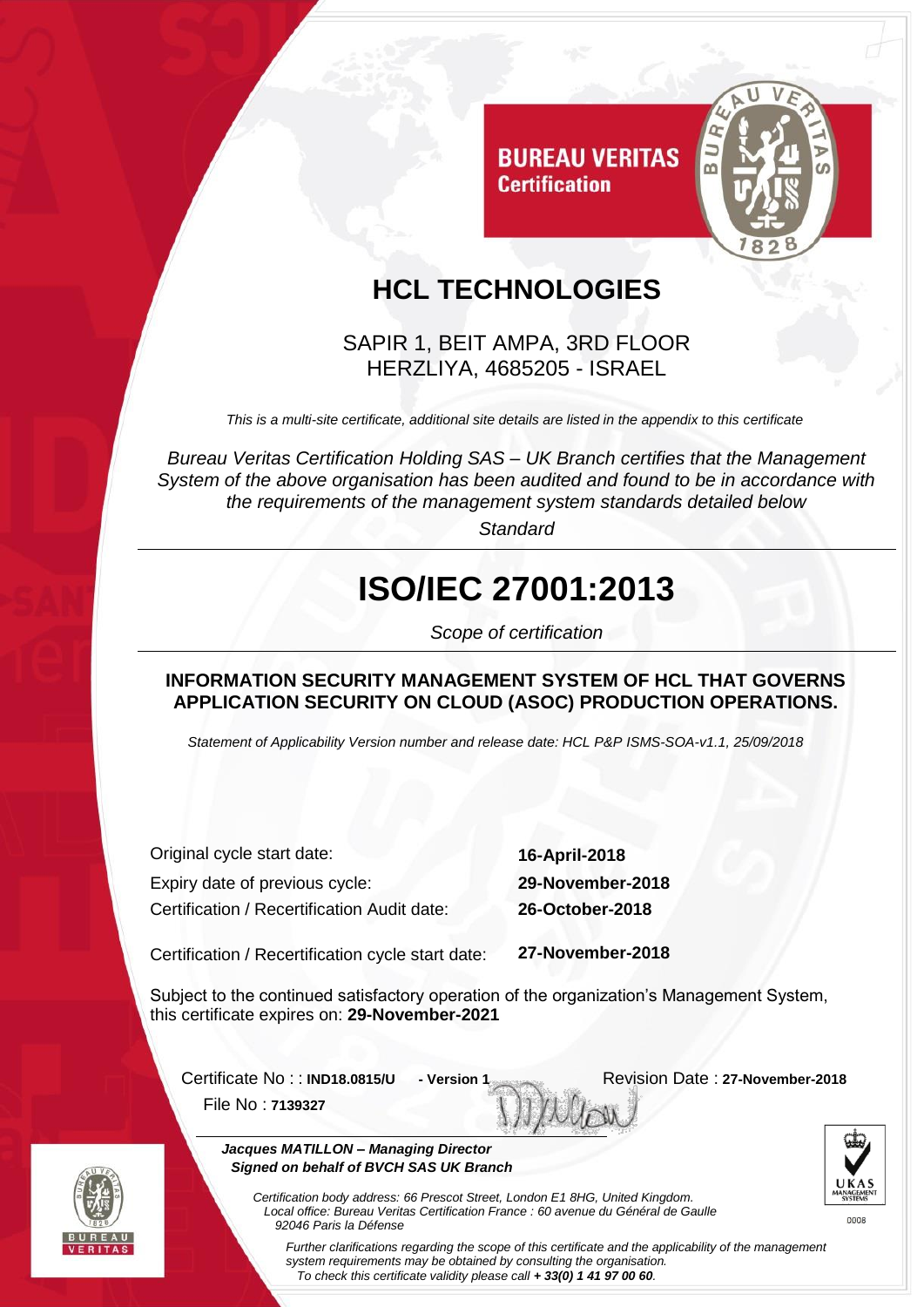**BUREAU VERITAS**
**Certification**

# HCL TECHNOLOGIES

SAPIR 1, BEIT AMPA, 3RD FLOOR
HERZLIYA, 4685205 - ISRAEL

*This is a multi-site certificate, additional site details are listed in the appendix to this certificate*

*Bureau Veritas Certification Holding SAS – UK Branch certifies that the Management System of the above organisation has been audited and found to be in accordance with the requirements of the management system standards detailed below*

*Standard*

# ISO/IEC 27001:2013

*Scope of certification*

**INFORMATION SECURITY MANAGEMENT SYSTEM OF HCL THAT GOVERNS APPLICATION SECURITY ON CLOUD (ASOC) PRODUCTION OPERATIONS.**

*Statement of Applicability Version number and release date: HCL P&P ISMS-SOA-v1.1, 25/09/2018*

| | |
|---|---|
| Original cycle start date: | **16-April-2018** |
| Expiry date of previous cycle: | **29-November-2018** |
| Certification / Recertification Audit date: | **26-October-2018** |
| Certification / Recertification cycle start date: | **27-November-2018** |

Subject to the continued satisfactory operation of the organization's Management System, this certificate expires on: **29-November-2021**

Certificate No : : **IND18.0815/U** - **Version 1** Revision Date : **27-November-2018**

File No : **7139327**

***Jacques MATILLON – Managing Director***
***Signed on behalf of BVCH SAS UK Branch***

*Certification body address: 66 Prescot Street, London E1 8HG, United Kingdom.*
*Local office: Bureau Veritas Certification France : 60 avenue du Général de Gaulle 92046 Paris la Défense*

*Further clarifications regarding the scope of this certificate and the applicability of the management system requirements may be obtained by consulting the organisation.*
*To check this certificate validity please call **+ 33(0) 1 41 97 00 60**.*

UKAS MANAGEMENT SYSTEMS
0008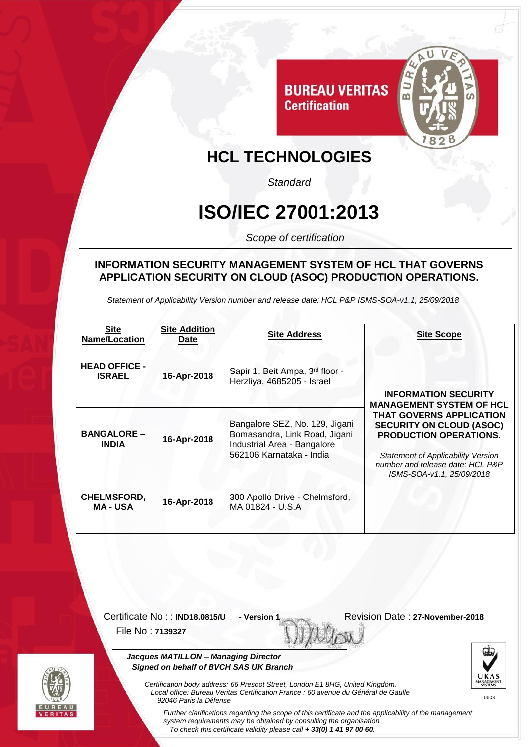BUREAU VERITAS
Certification

# HCL TECHNOLOGIES

*Standard*

# ISO/IEC 27001:2013

*Scope of certification*

**INFORMATION SECURITY MANAGEMENT SYSTEM OF HCL THAT GOVERNS APPLICATION SECURITY ON CLOUD (ASOC) PRODUCTION OPERATIONS.**

*Statement of Applicability Version number and release date: HCL P&P ISMS-SOA-v1.1, 25/09/2018*

| Site Name/Location | Site Addition Date | Site Address | Site Scope |
|---|---|---|---|
| **HEAD OFFICE - ISRAEL** | **16-Apr-2018** | Sapir 1, Beit Ampa, 3rd floor - Herzliya, 4685205 - Israel | **INFORMATION SECURITY MANAGEMENT SYSTEM OF HCL THAT GOVERNS APPLICATION SECURITY ON CLOUD (ASOC) PRODUCTION OPERATIONS.** *Statement of Applicability Version number and release date: HCL P&P ISMS-SOA-v1.1, 25/09/2018* |
| **BANGALORE – INDIA** | **16-Apr-2018** | Bangalore SEZ, No. 129, Jigani Bomasandra, Link Road, Jigani Industrial Area - Bangalore 562106 Karnataka - India | |
| **CHELMSFORD, MA - USA** | **16-Apr-2018** | 300 Apollo Drive - Chelmsford, MA 01824 - U.S.A | |

Certificate No : : **IND18.0815/U** **- Version 1** Revision Date : **27-November-2018**

File No : **7139327**

***Jacques MATILLON – Managing Director***
***Signed on behalf of BVCH SAS UK Branch***

*Certification body address: 66 Prescot Street, London E1 8HG, United Kingdom.*
*Local office: Bureau Veritas Certification France : 60 avenue du Général de Gaulle 92046 Paris la Défense*

UKAS MANAGEMENT SYSTEMS
0008

*Further clarifications regarding the scope of this certificate and the applicability of the management system requirements may be obtained by consulting the organisation.*
*To check this certificate validity please call **+ 33(0) 1 41 97 00 60**.*